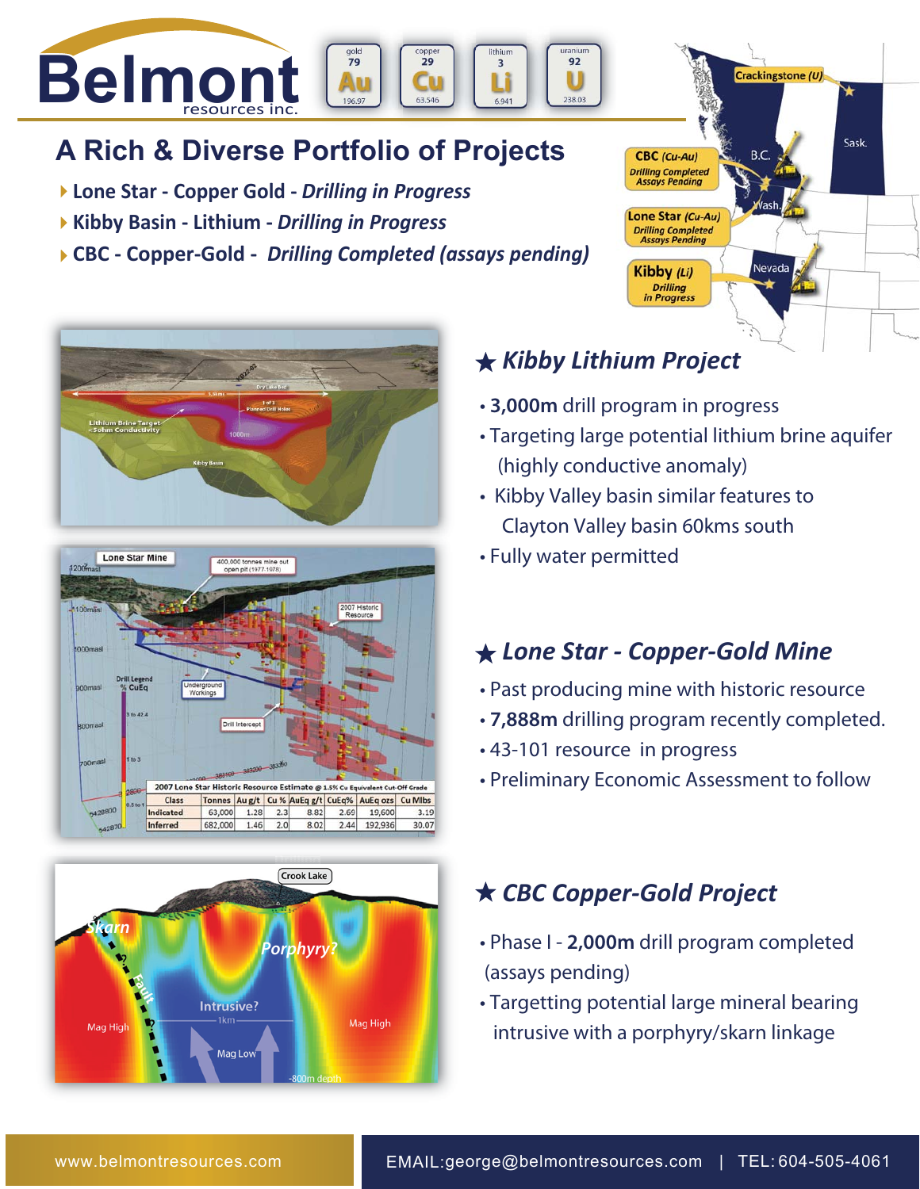# Belmont resources inc.

## A Rich & Diverse Portfolio of Projects

- Lone Star - Copper Gold - *Drilling in Progress*
- Kibby Basin - Lithium - *Drilling in Progress*
- CBC - Copper-Gold - *Drilling Completed (assays pending)*

### ★ Kibby Lithium Project

- **3,000m** drill program in progress
- Targeting large potential lithium brine aquifer (highly conductive anomaly)
- Kibby Valley basin similar features to Clayton Valley basin 60kms south
- Fully water permitted

### ★ Lone Star - Copper-Gold Mine

- Past producing mine with historic resource
- **7,888m** drilling program recently completed.
- 43-101 resource in progress
- Preliminary Economic Assessment to follow

**2007 Lone Star Historic Resource Estimate @ 1.5% Cu Equivalent Cut-Off Grade**

| Class | Tonnes | Au g/t | Cu % | AuEq g/t | CuEq% | AuEq ozs | Cu Mlbs |
|---|---|---|---|---|---|---|---|
| Indicated | 63,000 | 1.28 | 2.3 | 8.82 | 2.69 | 19,600 | 3.19 |
| Inferred | 682,000 | 1.46 | 2.0 | 8.02 | 2.44 | 192,936 | 30.07 |

### ★ CBC Copper-Gold Project

- Phase I - **2,000m** drill program completed (assays pending)
- Targetting potential large mineral bearing intrusive with a porphyry/skarn linkage

www.belmontresources.com | EMAIL:george@belmontresources.com | TEL: 604-505-4061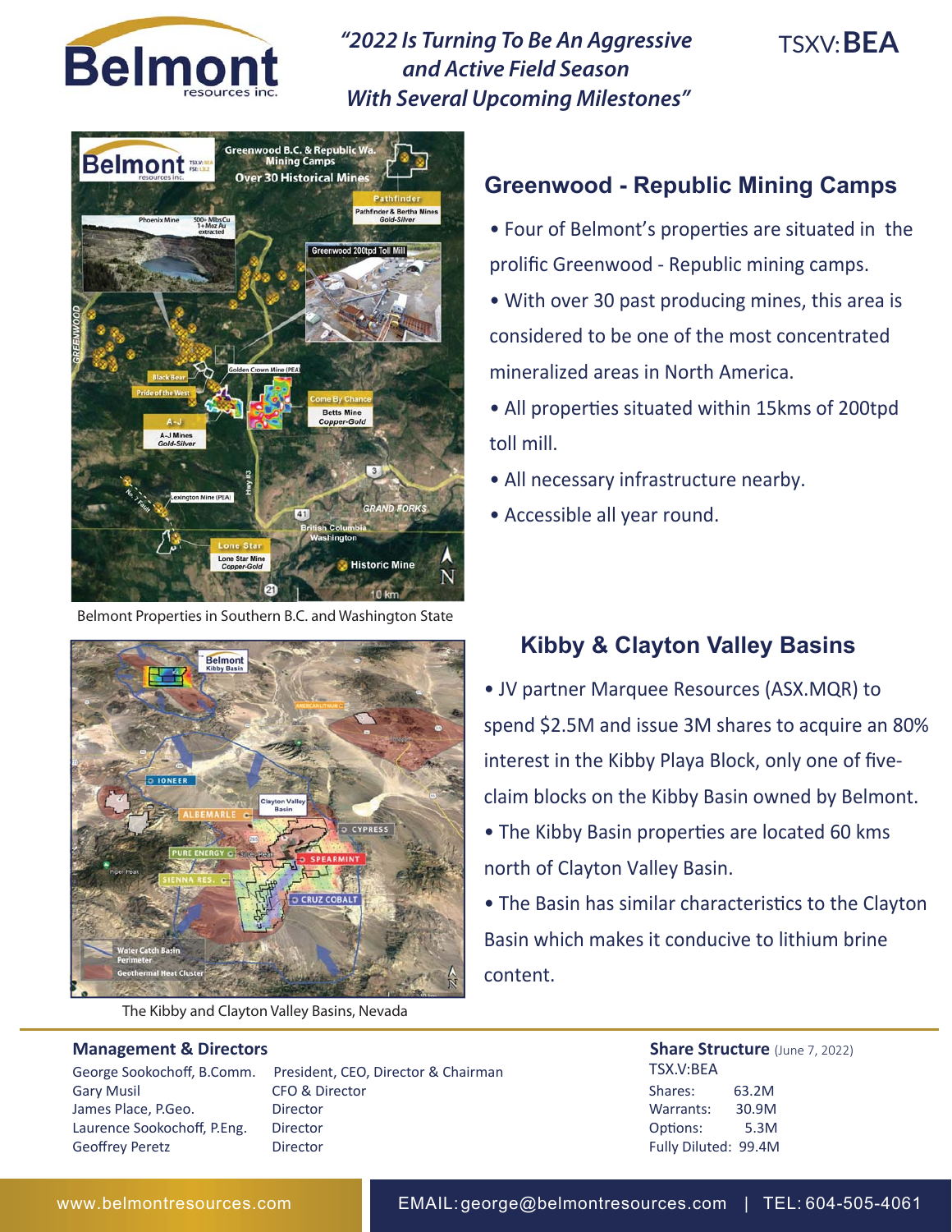# Belmont resources inc.

*"2022 Is Turning To Be An Aggressive and Active Field Season With Several Upcoming Milestones"*

TSXV:**BEA**

Belmont Properties in Southern B.C. and Washington State

## Greenwood - Republic Mining Camps

- Four of Belmont's properties are situated in the prolific Greenwood - Republic mining camps.
- With over 30 past producing mines, this area is considered to be one of the most concentrated mineralized areas in North America.
- All properties situated within 15kms of 200tpd toll mill.
- All necessary infrastructure nearby.
- Accessible all year round.

The Kibby and Clayton Valley Basins, Nevada

## Kibby & Clayton Valley Basins

- JV partner Marquee Resources (ASX.MQR) to spend $2.5M and issue 3M shares to acquire an 80% interest in the Kibby Playa Block, only one of five-claim blocks on the Kibby Basin owned by Belmont.
- The Kibby Basin properties are located 60 kms north of Clayton Valley Basin.
- The Basin has similar characteristics to the Clayton Basin which makes it conducive to lithium brine content.

### Management & Directors

| | |
|---|---|
| George Sookochoff, B.Comm. | President, CEO, Director & Chairman |
| Gary Musil | CFO & Director |
| James Place, P.Geo. | Director |
| Laurence Sookochoff, P.Eng. | Director |
| Geoffrey Peretz | Director |

### Share Structure (June 7, 2022)

TSX.V:BEA

| | |
|---|---|
| Shares: | 63.2M |
| Warrants: | 30.9M |
| Options: | 5.3M |
| Fully Diluted: | 99.4M |

www.belmontresources.com

EMAIL: george@belmontresources.com | TEL: 604-505-4061